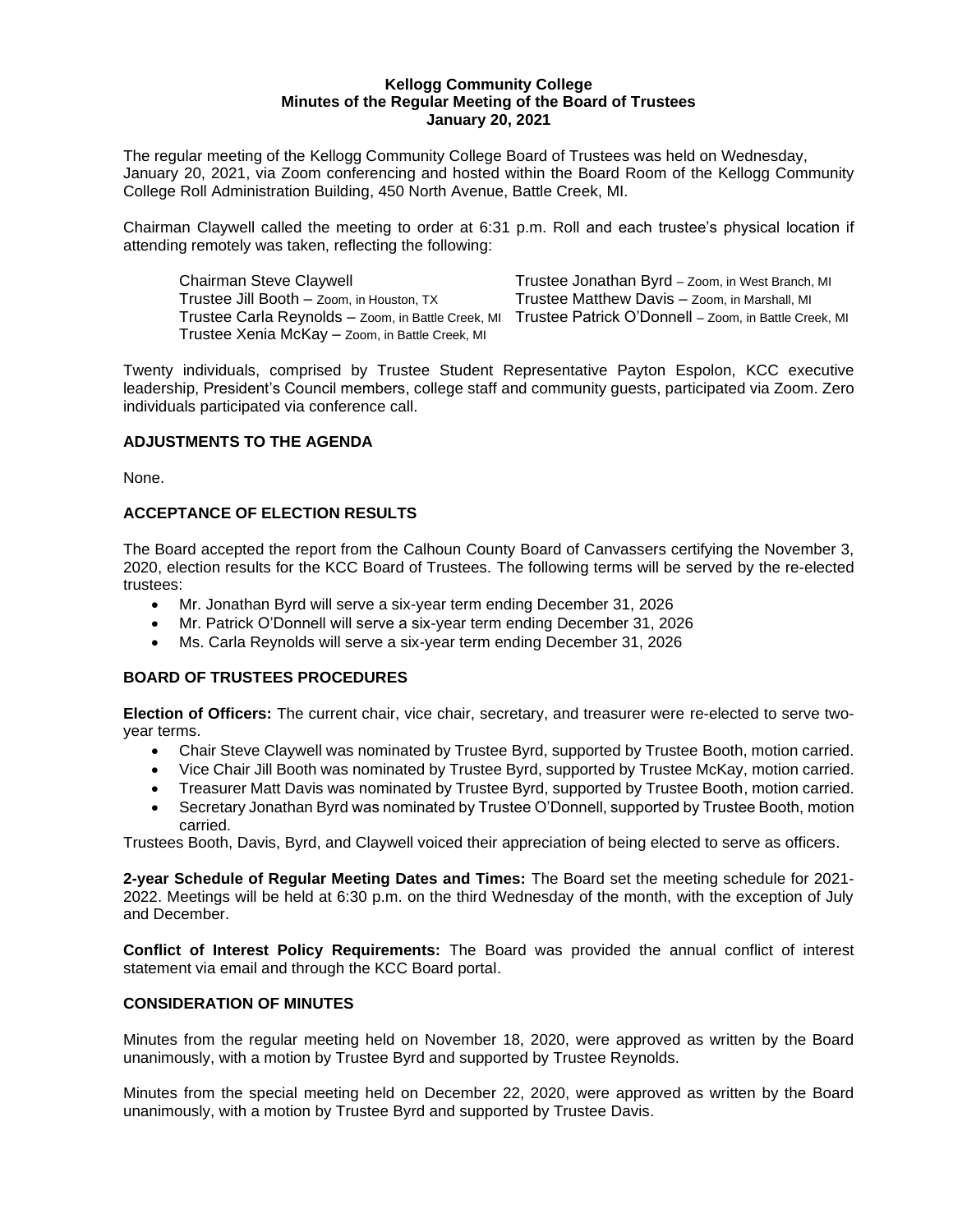**Kellogg Community College**
**Minutes of the Regular Meeting of the Board of Trustees**
**January 20, 2021**

The regular meeting of the Kellogg Community College Board of Trustees was held on Wednesday, January 20, 2021, via Zoom conferencing and hosted within the Board Room of the Kellogg Community College Roll Administration Building, 450 North Avenue, Battle Creek, MI.

Chairman Claywell called the meeting to order at 6:31 p.m. Roll and each trustee's physical location if attending remotely was taken, reflecting the following:

Chairman Steve Claywell
Trustee Jill Booth – Zoom, in Houston, TX
Trustee Carla Reynolds – Zoom, in Battle Creek, MI
Trustee Xenia McKay – Zoom, in Battle Creek, MI
Trustee Jonathan Byrd – Zoom, in West Branch, MI
Trustee Matthew Davis – Zoom, in Marshall, MI
Trustee Patrick O'Donnell – Zoom, in Battle Creek, MI

Twenty individuals, comprised by Trustee Student Representative Payton Espolon, KCC executive leadership, President's Council members, college staff and community guests, participated via Zoom. Zero individuals participated via conference call.

## ADJUSTMENTS TO THE AGENDA

None.

## ACCEPTANCE OF ELECTION RESULTS

The Board accepted the report from the Calhoun County Board of Canvassers certifying the November 3, 2020, election results for the KCC Board of Trustees. The following terms will be served by the re-elected trustees:

- Mr. Jonathan Byrd will serve a six-year term ending December 31, 2026
- Mr. Patrick O'Donnell will serve a six-year term ending December 31, 2026
- Ms. Carla Reynolds will serve a six-year term ending December 31, 2026

## BOARD OF TRUSTEES PROCEDURES

**Election of Officers:** The current chair, vice chair, secretary, and treasurer were re-elected to serve two-year terms.

- Chair Steve Claywell was nominated by Trustee Byrd, supported by Trustee Booth, motion carried.
- Vice Chair Jill Booth was nominated by Trustee Byrd, supported by Trustee McKay, motion carried.
- Treasurer Matt Davis was nominated by Trustee Byrd, supported by Trustee Booth, motion carried.
- Secretary Jonathan Byrd was nominated by Trustee O'Donnell, supported by Trustee Booth, motion carried.

Trustees Booth, Davis, Byrd, and Claywell voiced their appreciation of being elected to serve as officers.

**2-year Schedule of Regular Meeting Dates and Times:** The Board set the meeting schedule for 2021-2022. Meetings will be held at 6:30 p.m. on the third Wednesday of the month, with the exception of July and December.

**Conflict of Interest Policy Requirements:** The Board was provided the annual conflict of interest statement via email and through the KCC Board portal.

## CONSIDERATION OF MINUTES

Minutes from the regular meeting held on November 18, 2020, were approved as written by the Board unanimously, with a motion by Trustee Byrd and supported by Trustee Reynolds.

Minutes from the special meeting held on December 22, 2020, were approved as written by the Board unanimously, with a motion by Trustee Byrd and supported by Trustee Davis.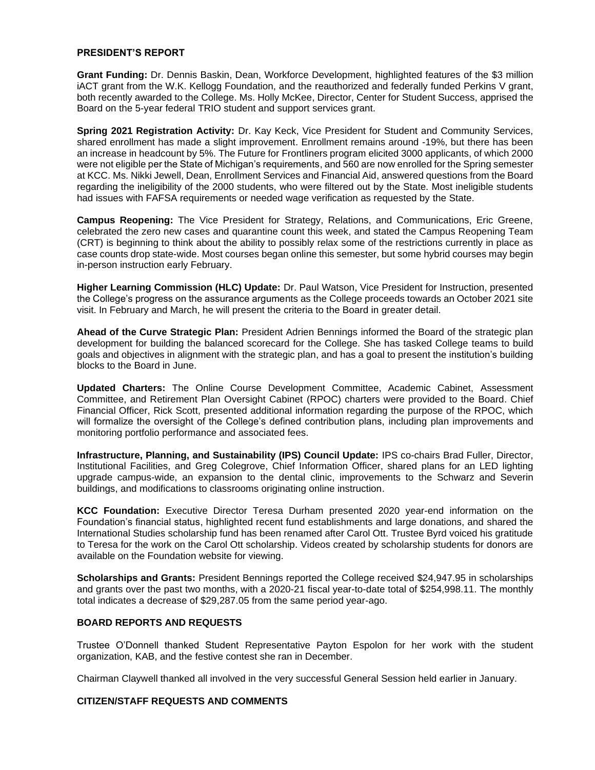## PRESIDENT'S REPORT

**Grant Funding:** Dr. Dennis Baskin, Dean, Workforce Development, highlighted features of the $3 million iACT grant from the W.K. Kellogg Foundation, and the reauthorized and federally funded Perkins V grant, both recently awarded to the College. Ms. Holly McKee, Director, Center for Student Success, apprised the Board on the 5-year federal TRIO student and support services grant.

**Spring 2021 Registration Activity:** Dr. Kay Keck, Vice President for Student and Community Services, shared enrollment has made a slight improvement. Enrollment remains around -19%, but there has been an increase in headcount by 5%. The Future for Frontliners program elicited 3000 applicants, of which 2000 were not eligible per the State of Michigan's requirements, and 560 are now enrolled for the Spring semester at KCC. Ms. Nikki Jewell, Dean, Enrollment Services and Financial Aid, answered questions from the Board regarding the ineligibility of the 2000 students, who were filtered out by the State. Most ineligible students had issues with FAFSA requirements or needed wage verification as requested by the State.

**Campus Reopening:** The Vice President for Strategy, Relations, and Communications, Eric Greene, celebrated the zero new cases and quarantine count this week, and stated the Campus Reopening Team (CRT) is beginning to think about the ability to possibly relax some of the restrictions currently in place as case counts drop state-wide. Most courses began online this semester, but some hybrid courses may begin in-person instruction early February.

**Higher Learning Commission (HLC) Update:** Dr. Paul Watson, Vice President for Instruction, presented the College's progress on the assurance arguments as the College proceeds towards an October 2021 site visit. In February and March, he will present the criteria to the Board in greater detail.

**Ahead of the Curve Strategic Plan:** President Adrien Bennings informed the Board of the strategic plan development for building the balanced scorecard for the College. She has tasked College teams to build goals and objectives in alignment with the strategic plan, and has a goal to present the institution's building blocks to the Board in June.

**Updated Charters:** The Online Course Development Committee, Academic Cabinet, Assessment Committee, and Retirement Plan Oversight Cabinet (RPOC) charters were provided to the Board. Chief Financial Officer, Rick Scott, presented additional information regarding the purpose of the RPOC, which will formalize the oversight of the College's defined contribution plans, including plan improvements and monitoring portfolio performance and associated fees.

**Infrastructure, Planning, and Sustainability (IPS) Council Update:** IPS co-chairs Brad Fuller, Director, Institutional Facilities, and Greg Colegrove, Chief Information Officer, shared plans for an LED lighting upgrade campus-wide, an expansion to the dental clinic, improvements to the Schwarz and Severin buildings, and modifications to classrooms originating online instruction.

**KCC Foundation:** Executive Director Teresa Durham presented 2020 year-end information on the Foundation's financial status, highlighted recent fund establishments and large donations, and shared the International Studies scholarship fund has been renamed after Carol Ott. Trustee Byrd voiced his gratitude to Teresa for the work on the Carol Ott scholarship. Videos created by scholarship students for donors are available on the Foundation website for viewing.

**Scholarships and Grants:** President Bennings reported the College received $24,947.95 in scholarships and grants over the past two months, with a 2020-21 fiscal year-to-date total of $254,998.11. The monthly total indicates a decrease of $29,287.05 from the same period year-ago.

## BOARD REPORTS AND REQUESTS

Trustee O'Donnell thanked Student Representative Payton Espolon for her work with the student organization, KAB, and the festive contest she ran in December.

Chairman Claywell thanked all involved in the very successful General Session held earlier in January.

## CITIZEN/STAFF REQUESTS AND COMMENTS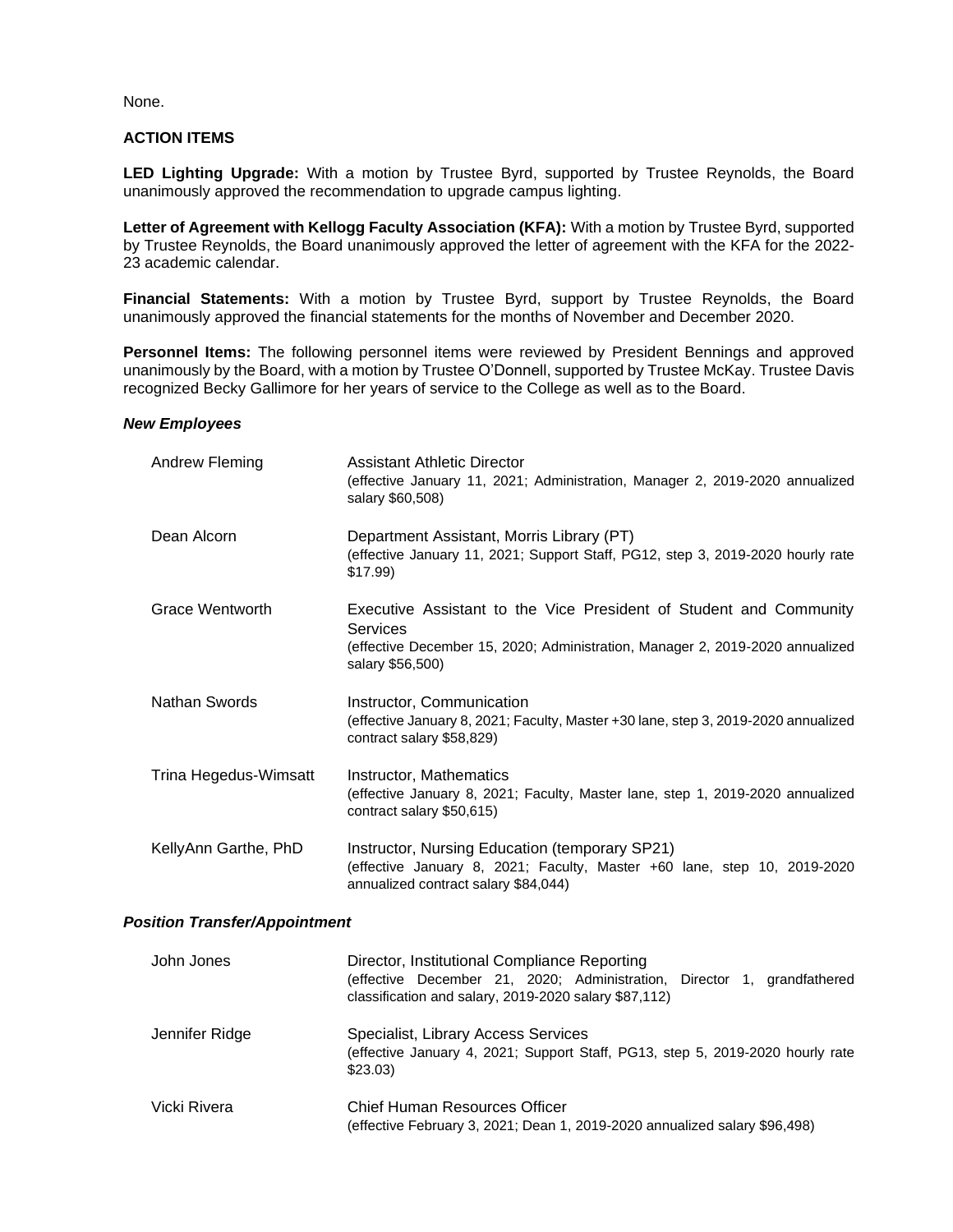None.

**ACTION ITEMS**

**LED Lighting Upgrade:** With a motion by Trustee Byrd, supported by Trustee Reynolds, the Board unanimously approved the recommendation to upgrade campus lighting.

**Letter of Agreement with Kellogg Faculty Association (KFA):** With a motion by Trustee Byrd, supported by Trustee Reynolds, the Board unanimously approved the letter of agreement with the KFA for the 2022-23 academic calendar.

**Financial Statements:** With a motion by Trustee Byrd, support by Trustee Reynolds, the Board unanimously approved the financial statements for the months of November and December 2020.

**Personnel Items:** The following personnel items were reviewed by President Bennings and approved unanimously by the Board, with a motion by Trustee O'Donnell, supported by Trustee McKay. Trustee Davis recognized Becky Gallimore for her years of service to the College as well as to the Board.

***New Employees***

| | |
|---|---|
| Andrew Fleming | Assistant Athletic Director (effective January 11, 2021; Administration, Manager 2, 2019-2020 annualized salary $60,508) |
| Dean Alcorn | Department Assistant, Morris Library (PT) (effective January 11, 2021; Support Staff, PG12, step 3, 2019-2020 hourly rate $17.99) |
| Grace Wentworth | Executive Assistant to the Vice President of Student and Community Services (effective December 15, 2020; Administration, Manager 2, 2019-2020 annualized salary $56,500) |
| Nathan Swords | Instructor, Communication (effective January 8, 2021; Faculty, Master +30 lane, step 3, 2019-2020 annualized contract salary $58,829) |
| Trina Hegedus-Wimsatt | Instructor, Mathematics (effective January 8, 2021; Faculty, Master lane, step 1, 2019-2020 annualized contract salary $50,615) |
| KellyAnn Garthe, PhD | Instructor, Nursing Education (temporary SP21) (effective January 8, 2021; Faculty, Master +60 lane, step 10, 2019-2020 annualized contract salary $84,044) |

***Position Transfer/Appointment***

| | |
|---|---|
| John Jones | Director, Institutional Compliance Reporting (effective December 21, 2020; Administration, Director 1, grandfathered classification and salary, 2019-2020 salary $87,112) |
| Jennifer Ridge | Specialist, Library Access Services (effective January 4, 2021; Support Staff, PG13, step 5, 2019-2020 hourly rate $23.03) |
| Vicki Rivera | Chief Human Resources Officer (effective February 3, 2021; Dean 1, 2019-2020 annualized salary $96,498) |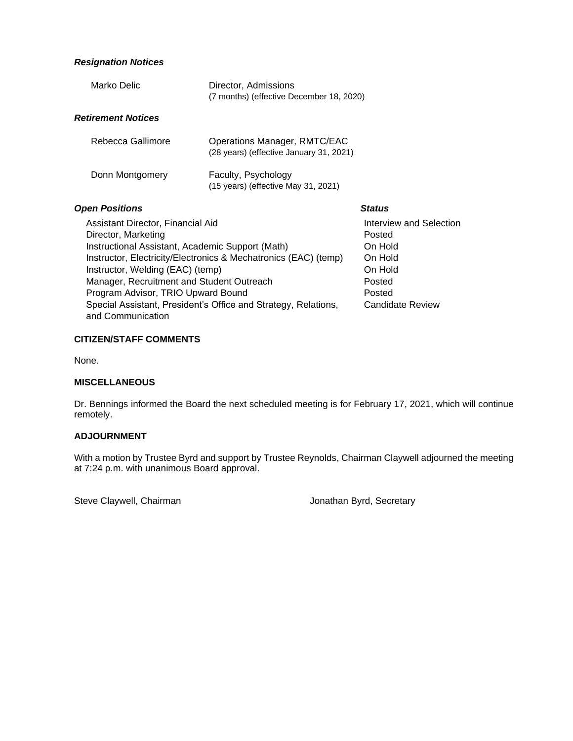***Resignation Notices***

| | |
|---|---|
| Marko Delic | Director, Admissions<br>(7 months) (effective December 18, 2020) |

***Retirement Notices***

| | |
|---|---|
| Rebecca Gallimore | Operations Manager, RMTC/EAC<br>(28 years) (effective January 31, 2021) |
| Donn Montgomery | Faculty, Psychology<br>(15 years) (effective May 31, 2021) |

| ***Open Positions*** | ***Status*** |
|---|---|
| Assistant Director, Financial Aid | Interview and Selection |
| Director, Marketing | Posted |
| Instructional Assistant, Academic Support (Math) | On Hold |
| Instructor, Electricity/Electronics & Mechatronics (EAC) (temp) | On Hold |
| Instructor, Welding (EAC) (temp) | On Hold |
| Manager, Recruitment and Student Outreach | Posted |
| Program Advisor, TRIO Upward Bound | Posted |
| Special Assistant, President's Office and Strategy, Relations, and Communication | Candidate Review |

**CITIZEN/STAFF COMMENTS**

None.

**MISCELLANEOUS**

Dr. Bennings informed the Board the next scheduled meeting is for February 17, 2021, which will continue remotely.

**ADJOURNMENT**

With a motion by Trustee Byrd and support by Trustee Reynolds, Chairman Claywell adjourned the meeting at 7:24 p.m. with unanimous Board approval.

Steve Claywell, Chairman

Jonathan Byrd, Secretary